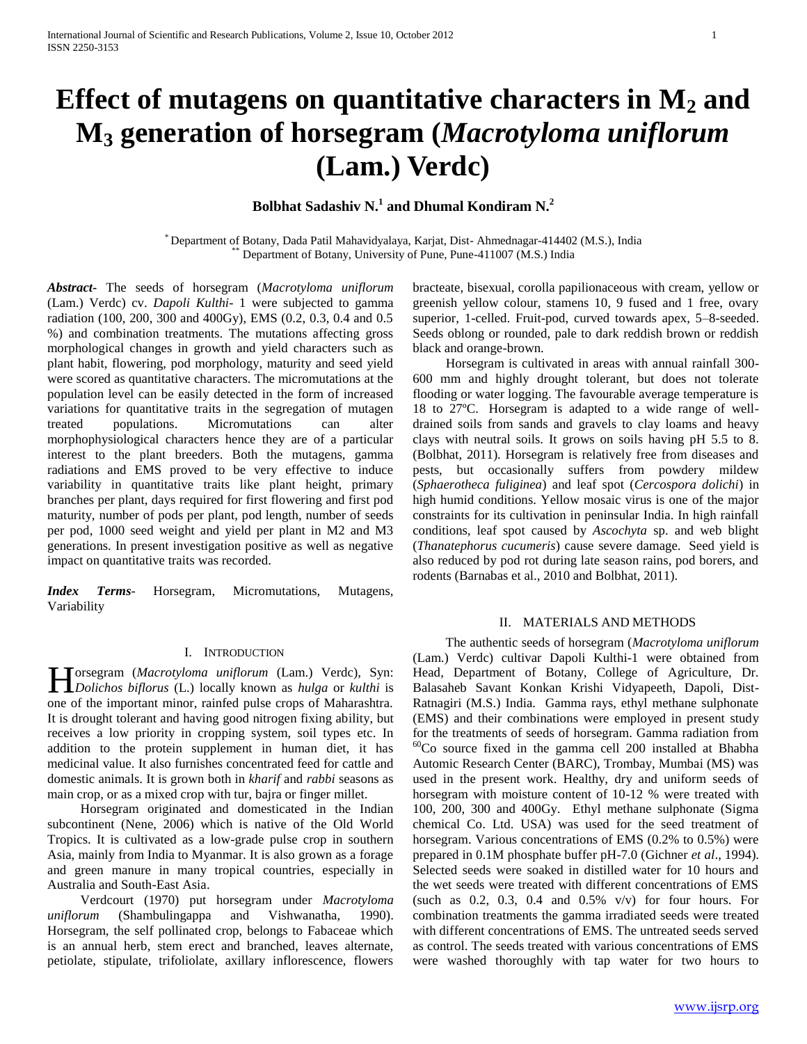# Effect of mutagens on quantitative characters in $M_2$ and $M_3$ generation of horsegram (*Macrotyloma uniflorum* (Lam.) Verdc)

**Bolbhat Sadashiv N.[1] and Dhumal Kondiram N.[2]**

[*] Department of Botany, Dada Patil Mahavidyalaya, Karjat, Dist- Ahmednagar-414402 (M.S.), India
[**] Department of Botany, University of Pune, Pune-411007 (M.S.) India

***Abstract***- The seeds of horsegram (*Macrotyloma uniflorum* (Lam.) Verdc) cv. *Dapoli Kulthi*- 1 were subjected to gamma radiation (100, 200, 300 and 400Gy), EMS (0.2, 0.3, 0.4 and 0.5 %) and combination treatments. The mutations affecting gross morphological changes in growth and yield characters such as plant habit, flowering, pod morphology, maturity and seed yield were scored as quantitative characters. The micromutations at the population level can be easily detected in the form of increased variations for quantitative traits in the segregation of mutagen treated populations. Micromutations can alter morphophysiological characters hence they are of a particular interest to the plant breeders. Both the mutagens, gamma radiations and EMS proved to be very effective to induce variability in quantitative traits like plant height, primary branches per plant, days required for first flowering and first pod maturity, number of pods per plant, pod length, number of seeds per pod, 1000 seed weight and yield per plant in M2 and M3 generations. In present investigation positive as well as negative impact on quantitative traits was recorded.

***Index Terms***- Horsegram, Micromutations, Mutagens, Variability

## I. Introduction

Horsegram (*Macrotyloma uniflorum* (Lam.) Verdc), Syn: *Dolichos biflorus* (L.) locally known as *hulga* or *kulthi* is one of the important minor, rainfed pulse crops of Maharashtra. It is drought tolerant and having good nitrogen fixing ability, but receives a low priority in cropping system, soil types etc. In addition to the protein supplement in human diet, it has medicinal value. It also furnishes concentrated feed for cattle and domestic animals. It is grown both in *kharif* and *rabbi* seasons as main crop, or as a mixed crop with tur, bajra or finger millet.

Horsegram originated and domesticated in the Indian subcontinent (Nene, 2006) which is native of the Old World Tropics. It is cultivated as a low-grade pulse crop in southern Asia, mainly from India to Myanmar. It is also grown as a forage and green manure in many tropical countries, especially in Australia and South-East Asia.

Verdcourt (1970) put horsegram under *Macrotyloma uniflorum* (Shambulingappa and Vishwanatha, 1990). Horsegram, the self pollinated crop, belongs to Fabaceae which is an annual herb, stem erect and branched, leaves alternate, petiolate, stipulate, trifoliolate, axillary inflorescence, flowers bracteate, bisexual, corolla papilionaceous with cream, yellow or greenish yellow colour, stamens 10, 9 fused and 1 free, ovary superior, 1-celled. Fruit-pod, curved towards apex, 5–8-seeded. Seeds oblong or rounded, pale to dark reddish brown or reddish black and orange-brown.

Horsegram is cultivated in areas with annual rainfall 300-600 mm and highly drought tolerant, but does not tolerate flooding or water logging. The favourable average temperature is 18 to 27ºC. Horsegram is adapted to a wide range of well-drained soils from sands and gravels to clay loams and heavy clays with neutral soils. It grows on soils having pH 5.5 to 8. (Bolbhat, 2011). Horsegram is relatively free from diseases and pests, but occasionally suffers from powdery mildew (*Sphaerotheca fuliginea*) and leaf spot (*Cercospora dolichi*) in high humid conditions. Yellow mosaic virus is one of the major constraints for its cultivation in peninsular India. In high rainfall conditions, leaf spot caused by *Ascochyta* sp. and web blight (*Thanatephorus cucumeris*) cause severe damage. Seed yield is also reduced by pod rot during late season rains, pod borers, and rodents (Barnabas et al., 2010 and Bolbhat, 2011).

## II. Materials and Methods

The authentic seeds of horsegram (*Macrotyloma uniflorum* (Lam.) Verdc) cultivar Dapoli Kulthi-1 were obtained from Head, Department of Botany, College of Agriculture, Dr. Balasaheb Savant Konkan Krishi Vidyapeeth, Dapoli, Dist- Ratnagiri (M.S.) India. Gamma rays, ethyl methane sulphonate (EMS) and their combinations were employed in present study for the treatments of seeds of horsegram. Gamma radiation from $^{60}$Co source fixed in the gamma cell 200 installed at Bhabha Automic Research Center (BARC), Trombay, Mumbai (MS) was used in the present work. Healthy, dry and uniform seeds of horsegram with moisture content of 10-12 % were treated with 100, 200, 300 and 400Gy. Ethyl methane sulphonate (Sigma chemical Co. Ltd. USA) was used for the seed treatment of horsegram. Various concentrations of EMS (0.2% to 0.5%) were prepared in 0.1M phosphate buffer pH-7.0 (Gichner *et al*., 1994). Selected seeds were soaked in distilled water for 10 hours and the wet seeds were treated with different concentrations of EMS (such as 0.2, 0.3, 0.4 and 0.5% v/v) for four hours. For combination treatments the gamma irradiated seeds were treated with different concentrations of EMS. The untreated seeds served as control. The seeds treated with various concentrations of EMS were washed thoroughly with tap water for two hours to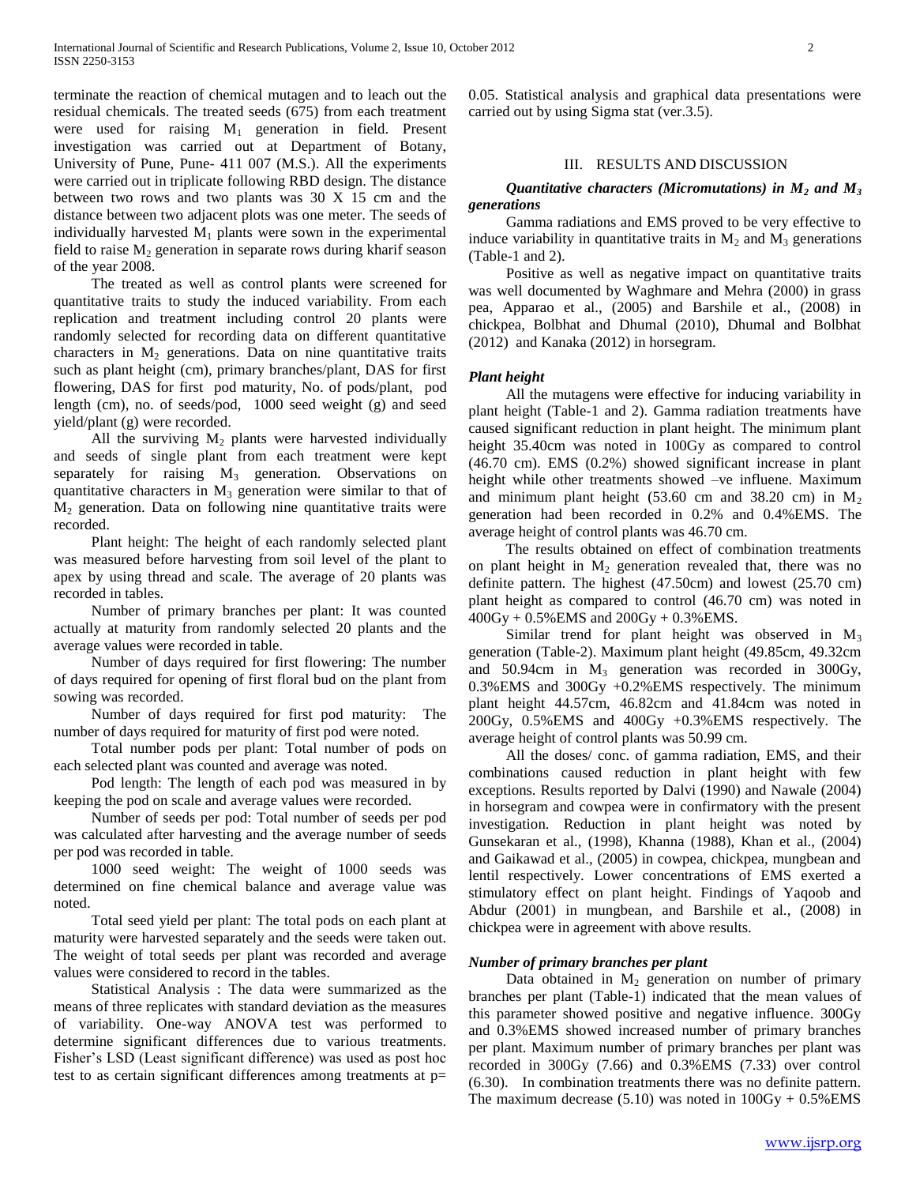terminate the reaction of chemical mutagen and to leach out the residual chemicals. The treated seeds (675) from each treatment were used for raising $M_1$ generation in field. Present investigation was carried out at Department of Botany, University of Pune, Pune- 411 007 (M.S.). All the experiments were carried out in triplicate following RBD design. The distance between two rows and two plants was 30 X 15 cm and the distance between two adjacent plots was one meter. The seeds of individually harvested $M_1$ plants were sown in the experimental field to raise $M_2$ generation in separate rows during kharif season of the year 2008.

The treated as well as control plants were screened for quantitative traits to study the induced variability. From each replication and treatment including control 20 plants were randomly selected for recording data on different quantitative characters in $M_2$ generations. Data on nine quantitative traits such as plant height (cm), primary branches/plant, DAS for first flowering, DAS for first pod maturity, No. of pods/plant, pod length (cm), no. of seeds/pod, 1000 seed weight (g) and seed yield/plant (g) were recorded.

All the surviving $M_2$ plants were harvested individually and seeds of single plant from each treatment were kept separately for raising $M_3$ generation. Observations on quantitative characters in $M_3$ generation were similar to that of $M_2$ generation. Data on following nine quantitative traits were recorded.

Plant height: The height of each randomly selected plant was measured before harvesting from soil level of the plant to apex by using thread and scale. The average of 20 plants was recorded in tables.

Number of primary branches per plant: It was counted actually at maturity from randomly selected 20 plants and the average values were recorded in table.

Number of days required for first flowering: The number of days required for opening of first floral bud on the plant from sowing was recorded.

Number of days required for first pod maturity: The number of days required for maturity of first pod were noted.

Total number pods per plant: Total number of pods on each selected plant was counted and average was noted.

Pod length: The length of each pod was measured in by keeping the pod on scale and average values were recorded.

Number of seeds per pod: Total number of seeds per pod was calculated after harvesting and the average number of seeds per pod was recorded in table.

1000 seed weight: The weight of 1000 seeds was determined on fine chemical balance and average value was noted.

Total seed yield per plant: The total pods on each plant at maturity were harvested separately and the seeds were taken out. The weight of total seeds per plant was recorded and average values were considered to record in the tables.

Statistical Analysis : The data were summarized as the means of three replicates with standard deviation as the measures of variability. One-way ANOVA test was performed to determine significant differences due to various treatments. Fisher's LSD (Least significant difference) was used as post hoc test to as certain significant differences among treatments at p= 0.05. Statistical analysis and graphical data presentations were carried out by using Sigma stat (ver.3.5).

## III. RESULTS AND DISCUSSION

***Quantitative characters (Micromutations) in $M_2$ and $M_3$ generations***

Gamma radiations and EMS proved to be very effective to induce variability in quantitative traits in $M_2$ and $M_3$ generations (Table-1 and 2).

Positive as well as negative impact on quantitative traits was well documented by Waghmare and Mehra (2000) in grass pea, Apparao et al., (2005) and Barshile et al., (2008) in chickpea, Bolbhat and Dhumal (2010), Dhumal and Bolbhat (2012) and Kanaka (2012) in horsegram.

***Plant height***

All the mutagens were effective for inducing variability in plant height (Table-1 and 2). Gamma radiation treatments have caused significant reduction in plant height. The minimum plant height 35.40cm was noted in 100Gy as compared to control (46.70 cm). EMS (0.2%) showed significant increase in plant height while other treatments showed –ve influene. Maximum and minimum plant height (53.60 cm and 38.20 cm) in $M_2$ generation had been recorded in 0.2% and 0.4%EMS. The average height of control plants was 46.70 cm.

The results obtained on effect of combination treatments on plant height in $M_2$ generation revealed that, there was no definite pattern. The highest (47.50cm) and lowest (25.70 cm) plant height as compared to control (46.70 cm) was noted in 400Gy + 0.5%EMS and 200Gy + 0.3%EMS.

Similar trend for plant height was observed in $M_3$ generation (Table-2). Maximum plant height (49.85cm, 49.32cm and 50.94cm in $M_3$ generation was recorded in 300Gy, 0.3%EMS and 300Gy +0.2%EMS respectively. The minimum plant height 44.57cm, 46.82cm and 41.84cm was noted in 200Gy, 0.5%EMS and 400Gy +0.3%EMS respectively. The average height of control plants was 50.99 cm.

All the doses/ conc. of gamma radiation, EMS, and their combinations caused reduction in plant height with few exceptions. Results reported by Dalvi (1990) and Nawale (2004) in horsegram and cowpea were in confirmatory with the present investigation. Reduction in plant height was noted by Gunsekaran et al., (1998), Khanna (1988), Khan et al., (2004) and Gaikawad et al., (2005) in cowpea, chickpea, mungbean and lentil respectively. Lower concentrations of EMS exerted a stimulatory effect on plant height. Findings of Yaqoob and Abdur (2001) in mungbean, and Barshile et al., (2008) in chickpea were in agreement with above results.

***Number of primary branches per plant***

Data obtained in $M_2$ generation on number of primary branches per plant (Table-1) indicated that the mean values of this parameter showed positive and negative influence. 300Gy and 0.3%EMS showed increased number of primary branches per plant. Maximum number of primary branches per plant was recorded in 300Gy (7.66) and 0.3%EMS (7.33) over control (6.30). In combination treatments there was no definite pattern. The maximum decrease (5.10) was noted in 100Gy + 0.5%EMS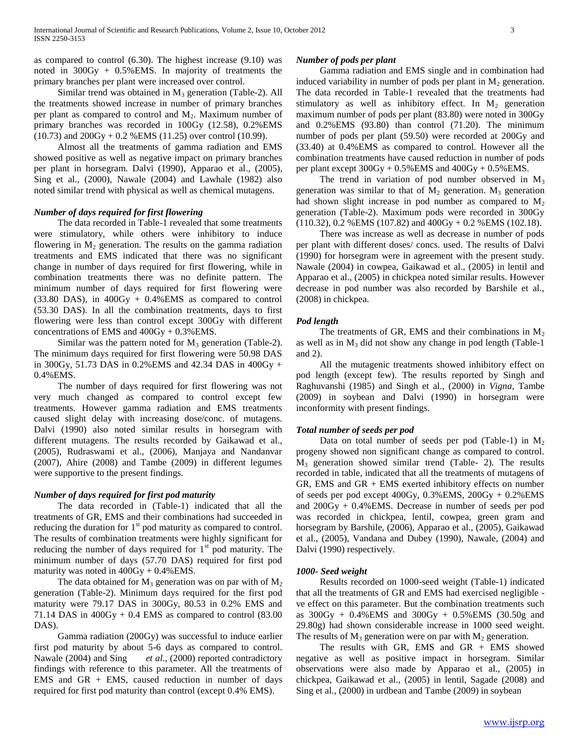as compared to control (6.30). The highest increase (9.10) was noted in 300Gy + 0.5%EMS. In majority of treatments the primary branches per plant were increased over control.

Similar trend was obtained in $M_3$ generation (Table-2). All the treatments showed increase in number of primary branches per plant as compared to control and $M_2$. Maximum number of primary branches was recorded in 100Gy (12.58), 0.2%EMS (10.73) and 200Gy + 0.2 %EMS (11.25) over control (10.99).

Almost all the treatments of gamma radiation and EMS showed positive as well as negative impact on primary branches per plant in horsegram. Dalvi (1990), Apparao et al., (2005), Sing et al., (2000), Nawale (2004) and Lawhale (1982) also noted similar trend with physical as well as chemical mutagens.

### *Number of days required for first flowering*

The data recorded in Table-1 revealed that some treatments were stimulatory, while others were inhibitory to induce flowering in $M_2$ generation. The results on the gamma radiation treatments and EMS indicated that there was no significant change in number of days required for first flowering, while in combination treatments there was no definite pattern. The minimum number of days required for first flowering were (33.80 DAS), in 400Gy + 0.4%EMS as compared to control (53.30 DAS). In all the combination treatments, days to first flowering were less than control except 300Gy with different concentrations of EMS and 400Gy + 0.3%EMS.

Similar was the pattern noted for $M_3$ generation (Table-2). The minimum days required for first flowering were 50.98 DAS in 300Gy, 51.73 DAS in 0.2%EMS and 42.34 DAS in 400Gy + 0.4%EMS.

The number of days required for first flowering was not very much changed as compared to control except few treatments. However gamma radiation and EMS treatments caused slight delay with increasing dose/conc. of mutagens. Dalvi (1990) also noted similar results in horsegram with different mutagens. The results recorded by Gaikawad et al., (2005), Rudraswami et al., (2006), Manjaya and Nandanvar (2007), Ahire (2008) and Tambe (2009) in different legumes were supportive to the present findings.

### *Number of days required for first pod maturity*

The data recorded in (Table-1) indicated that all the treatments of GR, EMS and their combinations had succeeded in reducing the duration for 1st pod maturity as compared to control. The results of combination treatments were highly significant for reducing the number of days required for 1st pod maturity. The minimum number of days (57.70 DAS) required for first pod maturity was noted in 400Gy + 0.4%EMS.

The data obtained for $M_3$ generation was on par with of $M_2$ generation (Table-2). Minimum days required for the first pod maturity were 79.17 DAS in 300Gy, 80.53 in 0.2% EMS and 71.14 DAS in 400Gy + 0.4 EMS as compared to control (83.00 DAS).

Gamma radiation (200Gy) was successful to induce earlier first pod maturity by about 5-6 days as compared to control. Nawale (2004) and Sing *et al*., (2000) reported contradictory findings with reference to this parameter. All the treatments of EMS and GR + EMS, caused reduction in number of days required for first pod maturity than control (except 0.4% EMS).

### *Number of pods per plant*

Gamma radiation and EMS single and in combination had induced variability in number of pods per plant in $M_2$ generation. The data recorded in Table-1 revealed that the treatments had stimulatory as well as inhibitory effect. In $M_2$ generation maximum number of pods per plant (83.80) were noted in 300Gy and 0.2%EMS (93.80) than control (71.20). The minimum number of pods per plant (59.50) were recorded at 200Gy and (33.40) at 0.4%EMS as compared to control. However all the combination treatments have caused reduction in number of pods per plant except 300Gy + 0.5%EMS and 400Gy + 0.5%EMS.

The trend in variation of pod number observed in $M_3$ generation was similar to that of $M_2$ generation. $M_3$ generation had shown slight increase in pod number as compared to $M_2$ generation (Table-2). Maximum pods were recorded in 300Gy (110.32), 0.2 %EMS (107.82) and 400Gy + 0.2 %EMS (102.18).

There was increase as well as decrease in number of pods per plant with different doses/ concs. used. The results of Dalvi (1990) for horsegram were in agreement with the present study. Nawale (2004) in cowpea, Gaikawad et al., (2005) in lentil and Apparao et al., (2005) in chickpea noted similar results. However decrease in pod number was also recorded by Barshile et al., (2008) in chickpea.

### *Pod length*

The treatments of GR, EMS and their combinations in $M_2$ as well as in $M_3$ did not show any change in pod length (Table-1 and 2).

All the mutagenic treatments showed inhibitory effect on pod length (except few). The results reported by Singh and Raghuvanshi (1985) and Singh et al., (2000) in *Vigna*, Tambe (2009) in soybean and Dalvi (1990) in horsegram were inconformity with present findings.

### *Total number of seeds per pod*

Data on total number of seeds per pod (Table-1) in $M_2$ progeny showed non significant change as compared to control. $M_3$ generation showed similar trend (Table- 2). The results recorded in table, indicated that all the treatments of mutagens of GR, EMS and GR + EMS exerted inhibitory effects on number of seeds per pod except 400Gy, 0.3%EMS, 200Gy + 0.2%EMS and 200Gy + 0.4%EMS. Decrease in number of seeds per pod was recorded in chickpea, lentil, cowpea, green gram and horsegram by Barshile, (2006), Apparao et al., (2005), Gaikawad et al., (2005), Vandana and Dubey (1990), Nawale, (2004) and Dalvi (1990) respectively.

### *1000- Seed weight*

Results recorded on 1000-seed weight (Table-1) indicated that all the treatments of GR and EMS had exercised negligible -ve effect on this parameter. But the combination treatments such as 300Gy + 0.4%EMS and 300Gy + 0.5%EMS (30.50g and 29.80g) had shown considerable increase in 1000 seed weight. The results of $M_3$ generation were on par with $M_2$ generation.

The results with GR, EMS and GR + EMS showed negative as well as positive impact in horsegram. Similar observations were also made by Apparao et al., (2005) in chickpea, Gaikawad et al., (2005) in lentil, Sagade (2008) and Sing et al., (2000) in urdbean and Tambe (2009) in soybean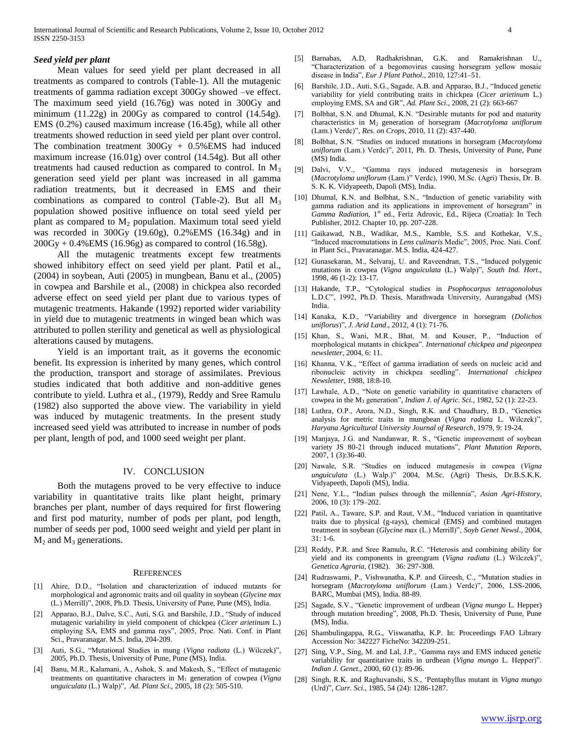### *Seed yield per plant*

Mean values for seed yield per plant decreased in all treatments as compared to controls (Table-1). All the mutagenic treatments of gamma radiation except 300Gy showed –ve effect. The maximum seed yield (16.76g) was noted in 300Gy and minimum (11.22g) in 200Gy as compared to control (14.54g). EMS (0.2%) caused maximum increase (16.45g), while all other treatments showed reduction in seed yield per plant over control. The combination treatment 300Gy + 0.5%EMS had induced maximum increase (16.01g) over control (14.54g). But all other treatments had caused reduction as compared to control. In $M_3$ generation seed yield per plant was increased in all gamma radiation treatments, but it decreased in EMS and their combinations as compared to control (Table-2). But all $M_3$ population showed positive influence on total seed yield per plant as compared to $M_2$ population. Maximum total seed yield was recorded in 300Gy (19.60g), 0.2%EMS (16.34g) and in 200Gy + 0.4%EMS (16.96g) as compared to control (16.58g).

All the mutagenic treatments except few treatments showed inhibitory effect on seed yield per plant. Patil et al., (2004) in soybean, Auti (2005) in mungbean, Banu et al., (2005) in cowpea and Barshile et al., (2008) in chickpea also recorded adverse effect on seed yield per plant due to various types of mutagenic treatments. Hakande (1992) reported wider variability in yield due to mutagenic treatments in winged bean which was attributed to pollen sterility and genetical as well as physiological alterations caused by mutagens.

Yield is an important trait, as it governs the economic benefit. Its expression is inherited by many genes, which control the production, transport and storage of assimilates. Previous studies indicated that both additive and non-additive genes contribute to yield. Luthra et al., (1979), Reddy and Sree Ramulu (1982) also supported the above view. The variability in yield was induced by mutagenic treatments. In the present study increased seed yield was attributed to increase in number of pods per plant, length of pod, and 1000 seed weight per plant.

## IV. CONCLUSION

Both the mutagens proved to be very effective to induce variability in quantitative traits like plant height, primary branches per plant, number of days required for first flowering and first pod maturity, number of pods per plant, pod length, number of seeds per pod, 1000 seed weight and yield per plant in $M_2$ and $M_3$ generations.

## REFERENCES

[1] Ahire, D.D., "Isolation and characterization of induced mutants for morphological and agronomic traits and oil quality in soybean (*Glycine max* (L.) Merrill)", 2008, Ph.D. Thesis, University of Pune, Pune (MS), India.

[2] Apparao, B.J., Dalve, S.C., Auti, S.G. and Barshile, J.D., "Study of induced mutagenic variability in yield component of chickpea (*Cicer arietinum* L.) employing SA, EMS and gamma rays", 2005, Proc. Nati. Conf. in Plant Sci., Pravaranagar. M.S. India, 204-209.

[3] Auti, S.G., "Mutational Studies in mung (*Vigna radiata* (L.) Wilczek)", 2005, Ph.D. Thesis, University of Pune, Pune (MS), India.

[4] Banu, M.R., Kalamani, A., Ashok, S. and Makesh, S., "Effect of mutagenic treatments on quantitative characters in $M_1$ generation of cowpea (*Vigna unguiculata* (L.) Walp)", *Ad. Plant Sci.*, 2005, 18 (2): 505-510.

[5] Barnabas, A.D, Radhakrishnan, G.K. and Ramakrishnan U., "Characterization of a begomovirus causing horsegram yellow mosaic disease in India", *Eur J Plant Pathol.*, 2010, 127:41–51.

[6] Barshile, J.D., Auti, S.G., Sagade, A.B. and Apparao, B.J., "Induced genetic variability for yield contributing traits in chickpea (*Cicer arietinum* L.) employing EMS, SA and GR", *Ad. Plant Sci.*, 2008, 21 (2): 663-667

[7] Bolbhat, S.N. and Dhumal, K.N. "Desirable mutants for pod and maturity characteristics in $M_2$ generation of horsegram (*Macrotyloma uniflorum* (Lam.) Verdc)", *Res. on Crops*, 2010, 11 (2): 437-440.

[8] Bolbhat, S.N. "Studies on induced mutations in horsegram (*Macrotyloma uniflorum* (Lam.) Verdc)", 2011, Ph. D. Thesis, University of Pune, Pune (MS) India.

[9] Dalvi, V.V., "Gamma rays induced mutagenesis in horsegram (*Macrotyloma uniflorum* (Lam.)" Verdc), 1990, M.Sc. (Agri) Thesis, Dr. B. S. K. K. Vidyapeeth, Dapoli (MS), India.

[10] Dhumal, K.N. and Bolbhat, S.N., "Induction of genetic variability with gamma radiation and its applications in improvement of horsegram" in *Gamma Radiation*, 1st ed., Feriz Adrovic, Ed., Rijeca (Croatia): In Tech Publisher, 2012. Chapter 10, pp. 207-228.

[11] Gaikawad, N.B., Wadikar, M.S., Kamble, S.S. and Kothekar, V.S., "Induced macromutations in *Lens culinaris* Medic", 2005, Proc. Nati. Conf. in Plant Sci., Pravaranagar. M.S. India, 424-427.

[12] Gunasekaran, M., Selvaraj, U. and Raveendran, T.S., "Induced polygenic mutations in cowpea (*Vigna unguiculata* (L.) Walp)", *South Ind. Hort*., 1998, 46 (1-2): 13-17.

[13] Hakande, T.P., "Cytological studies in *Psophocarpus tetragonolobus* L.D.C", 1992, Ph.D. Thesis, Marathwada University, Aurangabad (MS) India.

[14] Kanaka, K.D., "Variability and divergence in horsegram (*Dolichos uniflorus*)", *J. Arid Land*., 2012, 4 (1): 71-76.

[15] Khan, S., Wani, M.R., Bhat, M. and Kouser, P., "Induction of morphological mutants in chickpea". *International chickpea and pigeonpea newsletter*, 2004, 6: 11.

[16] Khanna, V.K., "Effect of gamma irradiation of seeds on nucleic acid and ribonucleic activity in chickpea seedling". *International chickpea Newsletter*, 1988, 18:8-10.

[17] Lawhale, A.D., "Note on genetic variability in quantitative characters of cowpea in the $M_3$ generation", *Indian J. of Agric. Sci.*, 1982, 52 (1): 22-23.

[18] Luthra, O.P., Arora, N.D., Singh, R.K. and Chaudhary, B.D., "Genetics analysis for metric traits in mungbean (*Vigna radiata* L. Wilczek)", *Haryana Agricultural University Journal of Research*, 1979, 9: 19-24.

[19] Manjaya, J.G. and Nandanwar, R. S., "Genetic improvement of soybean variety JS 80-21 through induced mutations", *Plant Mutation Reports*, 2007, 1 (3):36-40.

[20] Nawale, S.R. "Studies on induced mutagenesis in cowpea (*Vigna unguiculata* (L.) Walp.)" 2004, M.Sc. (Agri) Thesis, Dr.B.S.K.K. Vidyapeeth, Dapoli (MS), India.

[21] Nene, Y.L., "Indian pulses through the millennia", *Asian Agri-History*, 2006, 10 (3): 179–202.

[22] Patil, A., Taware, S.P. and Raut, V.M., "Induced variation in quantitative traits due to physical (g-rays), chemical (EMS) and combined mutagen treatment in soybean (*Glycine max* (L.) Merrill)", *Soyb Genet Newsl*., 2004, 31: 1-6.

[23] Reddy, P.R. and Sree Ramulu, R.C. "Heterosis and combining ability for yield and its components in greengram (*Vigna radiata* (L.) Wilczek)", *Genetica Agraria*, (1982). 36: 297-308.

[24] Rudraswami, P., Vishwanatha, K.P. and Gireesh, C., "Mutation studies in horsegram (*Macrotyloma uniflorum* (Lam.) Verdc)", 2006, LSS-2006, BARC, Mumbai (MS), India. 88-89.

[25] Sagade, S.V., "Genetic improvement of urdbean (*Vigna mungo* L. Hepper) through mutation breeding", 2008, Ph.D. Thesis, University of Pune, Pune (MS), India.

[26] Shambulingappa, R.G., Viswanatha, K.P. In: Proceedings FAO Library Accession No: 342227 FicheNo: 342209-251.

[27] Sing, V.P., Sing, M. and Lal, J.P., 'Gamma rays and EMS induced genetic variability for quantitative traits in urdbean (*Vigna mungo* L. Hepper)". *Indian J. Genet*., 2000, 60 (1): 89-96.

[28] Singh, R.K. and Raghuvanshi, S.S., 'Pentaphyllus mutant in *Vigna mungo* (Urd)", *Curr. Sci.*, 1985, 54 (24): 1286-1287.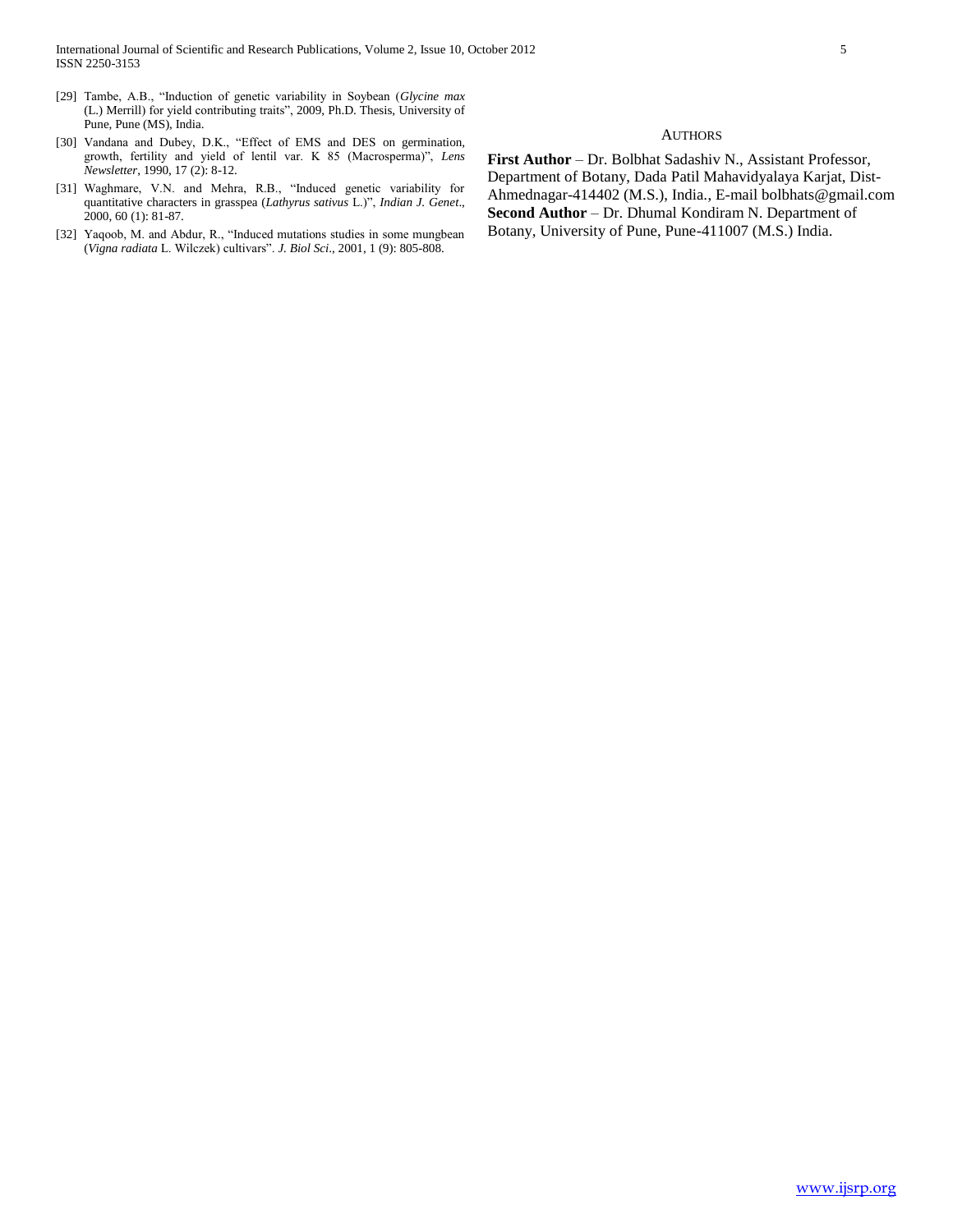[29] Tambe, A.B., "Induction of genetic variability in Soybean (*Glycine max* (L.) Merrill) for yield contributing traits", 2009, Ph.D. Thesis, University of Pune, Pune (MS), India.

[30] Vandana and Dubey, D.K., "Effect of EMS and DES on germination, growth, fertility and yield of lentil var. K 85 (Macrosperma)", *Lens Newsletter*, 1990, 17 (2): 8-12.

[31] Waghmare, V.N. and Mehra, R.B., "Induced genetic variability for quantitative characters in grasspea (*Lathyrus sativus* L.)", *Indian J. Genet*., 2000, 60 (1): 81-87.

[32] Yaqoob, M. and Abdur, R., "Induced mutations studies in some mungbean (*Vigna radiata* L. Wilczek) cultivars". *J. Biol Sci*., 2001, 1 (9): 805-808.

## AUTHORS

**First Author** – Dr. Bolbhat Sadashiv N., Assistant Professor, Department of Botany, Dada Patil Mahavidyalaya Karjat, Dist-Ahmednagar-414402 (M.S.), India., E-mail bolbhats@gmail.com

**Second Author** – Dr. Dhumal Kondiram N. Department of Botany, University of Pune, Pune-411007 (M.S.) India.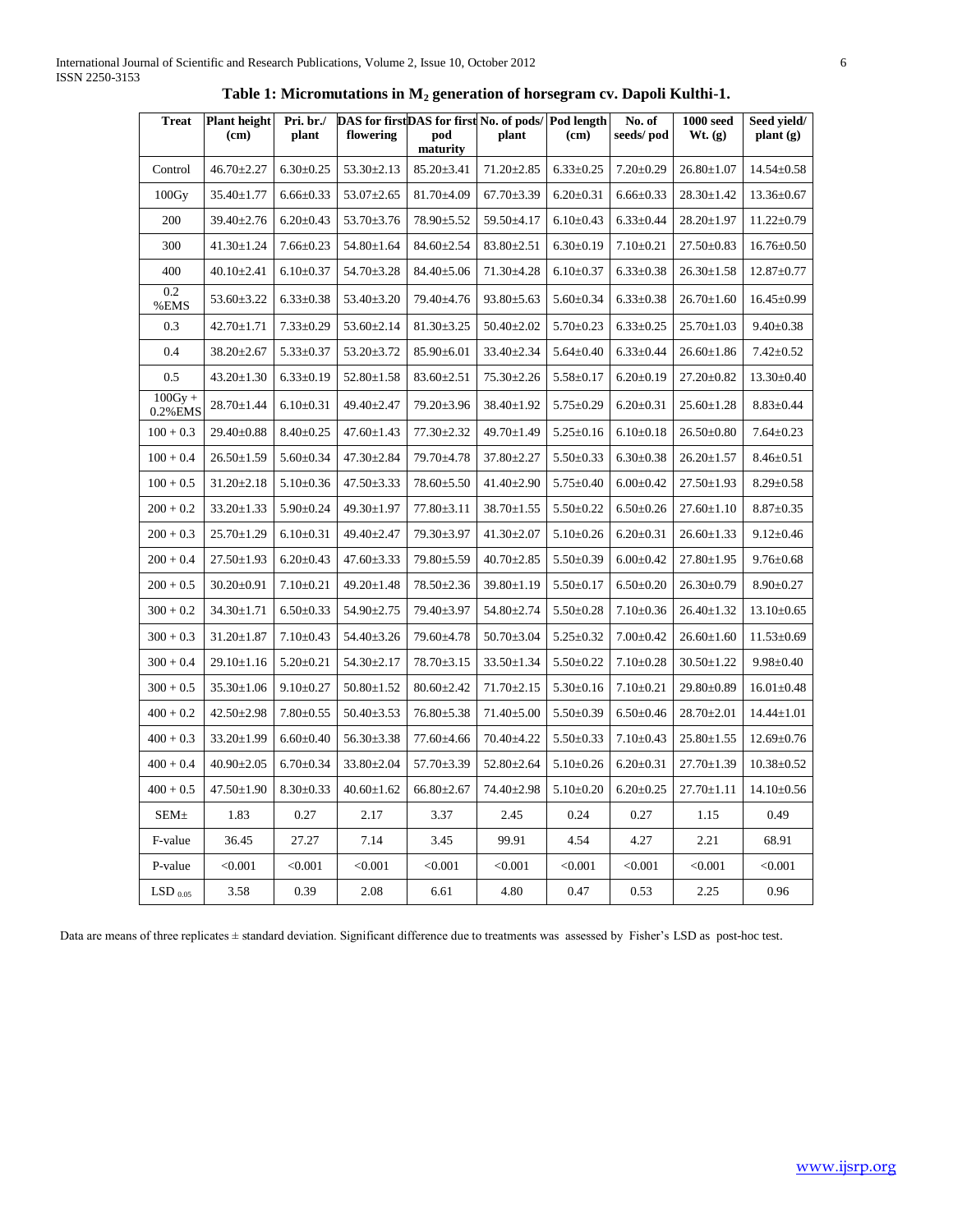**Table 1: Micromutations in $M_2$ generation of horsegram cv. Dapoli Kulthi-1.**

| Treat | Plant height (cm) | Pri. br./ plant | DAS for first flowering | DAS for first pod maturity | No. of pods/ plant | Pod length (cm) | No. of seeds/ pod | 1000 seed Wt. (g) | Seed yield/ plant (g) |
|---|---|---|---|---|---|---|---|---|---|
| Control | 46.70±2.27 | 6.30±0.25 | 53.30±2.13 | 85.20±3.41 | 71.20±2.85 | 6.33±0.25 | 7.20±0.29 | 26.80±1.07 | 14.54±0.58 |
| 100Gy | 35.40±1.77 | 6.66±0.33 | 53.07±2.65 | 81.70±4.09 | 67.70±3.39 | 6.20±0.31 | 6.66±0.33 | 28.30±1.42 | 13.36±0.67 |
| 200 | 39.40±2.76 | 6.20±0.43 | 53.70±3.76 | 78.90±5.52 | 59.50±4.17 | 6.10±0.43 | 6.33±0.44 | 28.20±1.97 | 11.22±0.79 |
| 300 | 41.30±1.24 | 7.66±0.23 | 54.80±1.64 | 84.60±2.54 | 83.80±2.51 | 6.30±0.19 | 7.10±0.21 | 27.50±0.83 | 16.76±0.50 |
| 400 | 40.10±2.41 | 6.10±0.37 | 54.70±3.28 | 84.40±5.06 | 71.30±4.28 | 6.10±0.37 | 6.33±0.38 | 26.30±1.58 | 12.87±0.77 |
| 0.2 %EMS | 53.60±3.22 | 6.33±0.38 | 53.40±3.20 | 79.40±4.76 | 93.80±5.63 | 5.60±0.34 | 6.33±0.38 | 26.70±1.60 | 16.45±0.99 |
| 0.3 | 42.70±1.71 | 7.33±0.29 | 53.60±2.14 | 81.30±3.25 | 50.40±2.02 | 5.70±0.23 | 6.33±0.25 | 25.70±1.03 | 9.40±0.38 |
| 0.4 | 38.20±2.67 | 5.33±0.37 | 53.20±3.72 | 85.90±6.01 | 33.40±2.34 | 5.64±0.40 | 6.33±0.44 | 26.60±1.86 | 7.42±0.52 |
| 0.5 | 43.20±1.30 | 6.33±0.19 | 52.80±1.58 | 83.60±2.51 | 75.30±2.26 | 5.58±0.17 | 6.20±0.19 | 27.20±0.82 | 13.30±0.40 |
| 100Gy + 0.2%EMS | 28.70±1.44 | 6.10±0.31 | 49.40±2.47 | 79.20±3.96 | 38.40±1.92 | 5.75±0.29 | 6.20±0.31 | 25.60±1.28 | 8.83±0.44 |
| 100 + 0.3 | 29.40±0.88 | 8.40±0.25 | 47.60±1.43 | 77.30±2.32 | 49.70±1.49 | 5.25±0.16 | 6.10±0.18 | 26.50±0.80 | 7.64±0.23 |
| 100 + 0.4 | 26.50±1.59 | 5.60±0.34 | 47.30±2.84 | 79.70±4.78 | 37.80±2.27 | 5.50±0.33 | 6.30±0.38 | 26.20±1.57 | 8.46±0.51 |
| 100 + 0.5 | 31.20±2.18 | 5.10±0.36 | 47.50±3.33 | 78.60±5.50 | 41.40±2.90 | 5.75±0.40 | 6.00±0.42 | 27.50±1.93 | 8.29±0.58 |
| 200 + 0.2 | 33.20±1.33 | 5.90±0.24 | 49.30±1.97 | 77.80±3.11 | 38.70±1.55 | 5.50±0.22 | 6.50±0.26 | 27.60±1.10 | 8.87±0.35 |
| 200 + 0.3 | 25.70±1.29 | 6.10±0.31 | 49.40±2.47 | 79.30±3.97 | 41.30±2.07 | 5.10±0.26 | 6.20±0.31 | 26.60±1.33 | 9.12±0.46 |
| 200 + 0.4 | 27.50±1.93 | 6.20±0.43 | 47.60±3.33 | 79.80±5.59 | 40.70±2.85 | 5.50±0.39 | 6.00±0.42 | 27.80±1.95 | 9.76±0.68 |
| 200 + 0.5 | 30.20±0.91 | 7.10±0.21 | 49.20±1.48 | 78.50±2.36 | 39.80±1.19 | 5.50±0.17 | 6.50±0.20 | 26.30±0.79 | 8.90±0.27 |
| 300 + 0.2 | 34.30±1.71 | 6.50±0.33 | 54.90±2.75 | 79.40±3.97 | 54.80±2.74 | 5.50±0.28 | 7.10±0.36 | 26.40±1.32 | 13.10±0.65 |
| 300 + 0.3 | 31.20±1.87 | 7.10±0.43 | 54.40±3.26 | 79.60±4.78 | 50.70±3.04 | 5.25±0.32 | 7.00±0.42 | 26.60±1.60 | 11.53±0.69 |
| 300 + 0.4 | 29.10±1.16 | 5.20±0.21 | 54.30±2.17 | 78.70±3.15 | 33.50±1.34 | 5.50±0.22 | 7.10±0.28 | 30.50±1.22 | 9.98±0.40 |
| 300 + 0.5 | 35.30±1.06 | 9.10±0.27 | 50.80±1.52 | 80.60±2.42 | 71.70±2.15 | 5.30±0.16 | 7.10±0.21 | 29.80±0.89 | 16.01±0.48 |
| 400 + 0.2 | 42.50±2.98 | 7.80±0.55 | 50.40±3.53 | 76.80±5.38 | 71.40±5.00 | 5.50±0.39 | 6.50±0.46 | 28.70±2.01 | 14.44±1.01 |
| 400 + 0.3 | 33.20±1.99 | 6.60±0.40 | 56.30±3.38 | 77.60±4.66 | 70.40±4.22 | 5.50±0.33 | 7.10±0.43 | 25.80±1.55 | 12.69±0.76 |
| 400 + 0.4 | 40.90±2.05 | 6.70±0.34 | 33.80±2.04 | 57.70±3.39 | 52.80±2.64 | 5.10±0.26 | 6.20±0.31 | 27.70±1.39 | 10.38±0.52 |
| 400 + 0.5 | 47.50±1.90 | 8.30±0.33 | 40.60±1.62 | 66.80±2.67 | 74.40±2.98 | 5.10±0.20 | 6.20±0.25 | 27.70±1.11 | 14.10±0.56 |
| SEM± | 1.83 | 0.27 | 2.17 | 3.37 | 2.45 | 0.24 | 0.27 | 1.15 | 0.49 |
| F-value | 36.45 | 27.27 | 7.14 | 3.45 | 99.91 | 4.54 | 4.27 | 2.21 | 68.91 |
| P-value | <0.001 | <0.001 | <0.001 | <0.001 | <0.001 | <0.001 | <0.001 | <0.001 | <0.001 |
| $LSD_{0.05}$ | 3.58 | 0.39 | 2.08 | 6.61 | 4.80 | 0.47 | 0.53 | 2.25 | 0.96 |

Data are means of three replicates ± standard deviation. Significant difference due to treatments was assessed by Fisher's LSD as post-hoc test.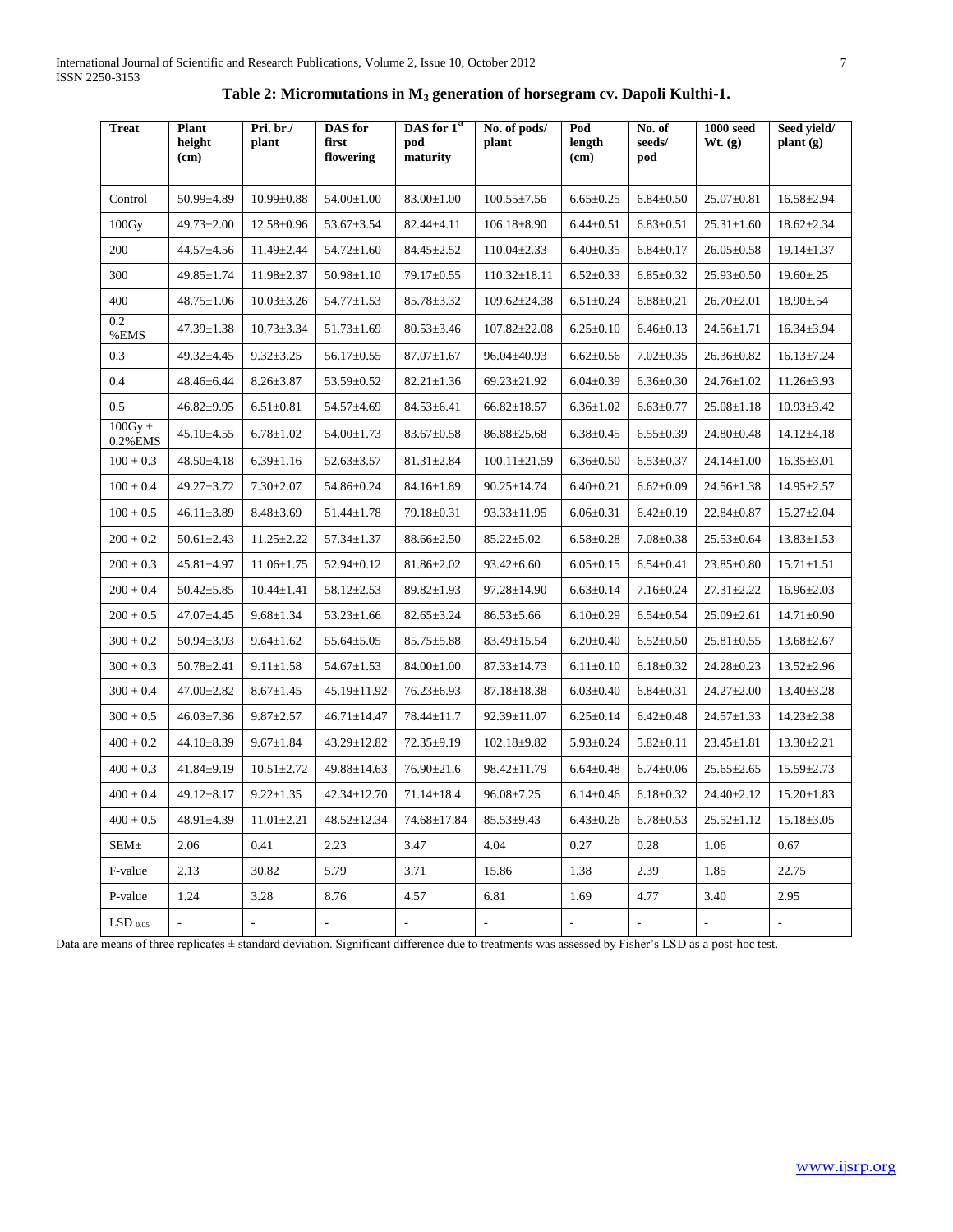**Table 2: Micromutations in $M_3$ generation of horsegram cv. Dapoli Kulthi-1.**

| Treat | Plant height (cm) | Pri. br./ plant | DAS for first flowering | DAS for 1st pod maturity | No. of pods/ plant | Pod length (cm) | No. of seeds/ pod | 1000 seed Wt. (g) | Seed yield/ plant (g) |
|---|---|---|---|---|---|---|---|---|---|
| Control | 50.99±4.89 | 10.99±0.88 | 54.00±1.00 | 83.00±1.00 | 100.55±7.56 | 6.65±0.25 | 6.84±0.50 | 25.07±0.81 | 16.58±2.94 |
| 100Gy | 49.73±2.00 | 12.58±0.96 | 53.67±3.54 | 82.44±4.11 | 106.18±8.90 | 6.44±0.51 | 6.83±0.51 | 25.31±1.60 | 18.62±2.34 |
| 200 | 44.57±4.56 | 11.49±2.44 | 54.72±1.60 | 84.45±2.52 | 110.04±2.33 | 6.40±0.35 | 6.84±0.17 | 26.05±0.58 | 19.14±1.37 |
| 300 | 49.85±1.74 | 11.98±2.37 | 50.98±1.10 | 79.17±0.55 | 110.32±18.11 | 6.52±0.33 | 6.85±0.32 | 25.93±0.50 | 19.60±.25 |
| 400 | 48.75±1.06 | 10.03±3.26 | 54.77±1.53 | 85.78±3.32 | 109.62±24.38 | 6.51±0.24 | 6.88±0.21 | 26.70±2.01 | 18.90±.54 |
| 0.2 %EMS | 47.39±1.38 | 10.73±3.34 | 51.73±1.69 | 80.53±3.46 | 107.82±22.08 | 6.25±0.10 | 6.46±0.13 | 24.56±1.71 | 16.34±3.94 |
| 0.3 | 49.32±4.45 | 9.32±3.25 | 56.17±0.55 | 87.07±1.67 | 96.04±40.93 | 6.62±0.56 | 7.02±0.35 | 26.36±0.82 | 16.13±7.24 |
| 0.4 | 48.46±6.44 | 8.26±3.87 | 53.59±0.52 | 82.21±1.36 | 69.23±21.92 | 6.04±0.39 | 6.36±0.30 | 24.76±1.02 | 11.26±3.93 |
| 0.5 | 46.82±9.95 | 6.51±0.81 | 54.57±4.69 | 84.53±6.41 | 66.82±18.57 | 6.36±1.02 | 6.63±0.77 | 25.08±1.18 | 10.93±3.42 |
| 100Gy + 0.2%EMS | 45.10±4.55 | 6.78±1.02 | 54.00±1.73 | 83.67±0.58 | 86.88±25.68 | 6.38±0.45 | 6.55±0.39 | 24.80±0.48 | 14.12±4.18 |
| 100 + 0.3 | 48.50±4.18 | 6.39±1.16 | 52.63±3.57 | 81.31±2.84 | 100.11±21.59 | 6.36±0.50 | 6.53±0.37 | 24.14±1.00 | 16.35±3.01 |
| 100 + 0.4 | 49.27±3.72 | 7.30±2.07 | 54.86±0.24 | 84.16±1.89 | 90.25±14.74 | 6.40±0.21 | 6.62±0.09 | 24.56±1.38 | 14.95±2.57 |
| 100 + 0.5 | 46.11±3.89 | 8.48±3.69 | 51.44±1.78 | 79.18±0.31 | 93.33±11.95 | 6.06±0.31 | 6.42±0.19 | 22.84±0.87 | 15.27±2.04 |
| 200 + 0.2 | 50.61±2.43 | 11.25±2.22 | 57.34±1.37 | 88.66±2.50 | 85.22±5.02 | 6.58±0.28 | 7.08±0.38 | 25.53±0.64 | 13.83±1.53 |
| 200 + 0.3 | 45.81±4.97 | 11.06±1.75 | 52.94±0.12 | 81.86±2.02 | 93.42±6.60 | 6.05±0.15 | 6.54±0.41 | 23.85±0.80 | 15.71±1.51 |
| 200 + 0.4 | 50.42±5.85 | 10.44±1.41 | 58.12±2.53 | 89.82±1.93 | 97.28±14.90 | 6.63±0.14 | 7.16±0.24 | 27.31±2.22 | 16.96±2.03 |
| 200 + 0.5 | 47.07±4.45 | 9.68±1.34 | 53.23±1.66 | 82.65±3.24 | 86.53±5.66 | 6.10±0.29 | 6.54±0.54 | 25.09±2.61 | 14.71±0.90 |
| 300 + 0.2 | 50.94±3.93 | 9.64±1.62 | 55.64±5.05 | 85.75±5.88 | 83.49±15.54 | 6.20±0.40 | 6.52±0.50 | 25.81±0.55 | 13.68±2.67 |
| 300 + 0.3 | 50.78±2.41 | 9.11±1.58 | 54.67±1.53 | 84.00±1.00 | 87.33±14.73 | 6.11±0.10 | 6.18±0.32 | 24.28±0.23 | 13.52±2.96 |
| 300 + 0.4 | 47.00±2.82 | 8.67±1.45 | 45.19±11.92 | 76.23±6.93 | 87.18±18.38 | 6.03±0.40 | 6.84±0.31 | 24.27±2.00 | 13.40±3.28 |
| 300 + 0.5 | 46.03±7.36 | 9.87±2.57 | 46.71±14.47 | 78.44±11.7 | 92.39±11.07 | 6.25±0.14 | 6.42±0.48 | 24.57±1.33 | 14.23±2.38 |
| 400 + 0.2 | 44.10±8.39 | 9.67±1.84 | 43.29±12.82 | 72.35±9.19 | 102.18±9.82 | 5.93±0.24 | 5.82±0.11 | 23.45±1.81 | 13.30±2.21 |
| 400 + 0.3 | 41.84±9.19 | 10.51±2.72 | 49.88±14.63 | 76.90±21.6 | 98.42±11.79 | 6.64±0.48 | 6.74±0.06 | 25.65±2.65 | 15.59±2.73 |
| 400 + 0.4 | 49.12±8.17 | 9.22±1.35 | 42.34±12.70 | 71.14±18.4 | 96.08±7.25 | 6.14±0.46 | 6.18±0.32 | 24.40±2.12 | 15.20±1.83 |
| 400 + 0.5 | 48.91±4.39 | 11.01±2.21 | 48.52±12.34 | 74.68±17.84 | 85.53±9.43 | 6.43±0.26 | 6.78±0.53 | 25.52±1.12 | 15.18±3.05 |
| SEM± | 2.06 | 0.41 | 2.23 | 3.47 | 4.04 | 0.27 | 0.28 | 1.06 | 0.67 |
| F-value | 2.13 | 30.82 | 5.79 | 3.71 | 15.86 | 1.38 | 2.39 | 1.85 | 22.75 |
| P-value | 1.24 | 3.28 | 8.76 | 4.57 | 6.81 | 1.69 | 4.77 | 3.40 | 2.95 |
| $LSD_{0.05}$ | - | - | - | - | - | - | - | - | - |

Data are means of three replicates ± standard deviation. Significant difference due to treatments was assessed by Fisher's LSD as a post-hoc test.